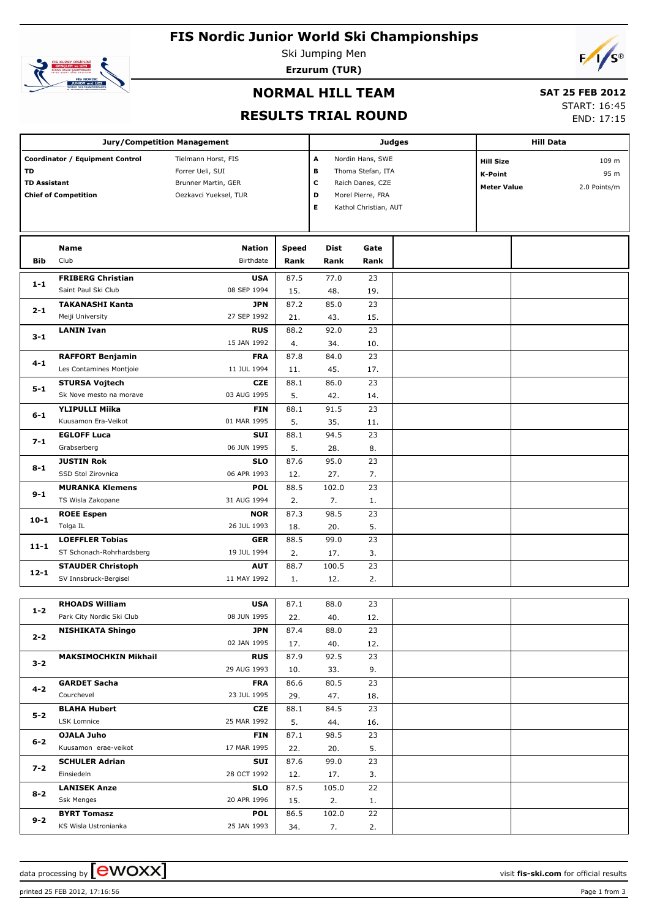# FIS Nordic Junior World Ski Championships

Ski Jumping Men

**Erzurum (TUR)**

## NORMAL HILL TEAM

## RESULTS TRIAL ROUND

**SAT 25 FEB 2012**

START: 16:45

END: 17:15

| Jury/Competition Management | | Judges | | Hill Data | |
|---|---|---|---|---|---|
| **Coordinator / Equipment Control** | Tielmann Horst, FIS | A | Nordin Hans, SWE | **Hill Size** | 109 m |
| **TD** | Forrer Ueli, SUI | B | Thoma Stefan, ITA | **K-Point** | 95 m |
| **TD Assistant** | Brunner Martin, GER | C | Raich Danes, CZE | **Meter Value** | 2.0 Points/m |
| **Chief of Competition** | Oezkavci Yueksel, TUR | D | Morel Pierre, FRA | | |
| | | E | Kathol Christian, AUT | | |

| Bib | Name / Club | Nation / Birthdate | Speed / Rank | Dist / Rank | Gate / Rank |
|---|---|---|---|---|---|
| 1-1 | **FRIBERG Christian** / Saint Paul Ski Club | **USA** / 08 SEP 1994 | 87.5 / 15. | 77.0 / 48. | 23 / 19. |
| 2-1 | **TAKANASHI Kanta** / Meiji University | **JPN** / 27 SEP 1992 | 87.2 / 21. | 85.0 / 43. | 23 / 15. |
| 3-1 | **LANIN Ivan** | **RUS** / 15 JAN 1992 | 88.2 / 4. | 92.0 / 34. | 23 / 10. |
| 4-1 | **RAFFORT Benjamin** / Les Contamines Montjoie | **FRA** / 11 JUL 1994 | 87.8 / 11. | 84.0 / 45. | 23 / 17. |
| 5-1 | **STURSA Vojtech** / Sk Nove mesto na morave | **CZE** / 03 AUG 1995 | 88.1 / 5. | 86.0 / 42. | 23 / 14. |
| 6-1 | **YLIPULLI Miika** / Kuusamon Era-Veikot | **FIN** / 01 MAR 1995 | 88.1 / 5. | 91.5 / 35. | 23 / 11. |
| 7-1 | **EGLOFF Luca** / Grabserberg | **SUI** / 06 JUN 1995 | 88.1 / 5. | 94.5 / 28. | 23 / 8. |
| 8-1 | **JUSTIN Rok** / SSD Stol Zirovnica | **SLO** / 06 APR 1993 | 87.6 / 12. | 95.0 / 27. | 23 / 7. |
| 9-1 | **MURANKA Klemens** / TS Wisla Zakopane | **POL** / 31 AUG 1994 | 88.5 / 2. | 102.0 / 7. | 23 / 1. |
| 10-1 | **ROEE Espen** / Tolga IL | **NOR** / 26 JUL 1993 | 87.3 / 18. | 98.5 / 20. | 23 / 5. |
| 11-1 | **LOEFFLER Tobias** / ST Schonach-Rohrhardsberg | **GER** / 19 JUL 1994 | 88.5 / 2. | 99.0 / 17. | 23 / 3. |
| 12-1 | **STAUDER Christoph** / SV Innsbruck-Bergisel | **AUT** / 11 MAY 1992 | 88.7 / 1. | 100.5 / 12. | 23 / 2. |
| 1-2 | **RHOADS William** / Park City Nordic Ski Club | **USA** / 08 JUN 1995 | 87.1 / 22. | 88.0 / 40. | 23 / 12. |
| 2-2 | **NISHIKATA Shingo** | **JPN** / 02 JAN 1995 | 87.4 / 17. | 88.0 / 40. | 23 / 12. |
| 3-2 | **MAKSIMOCHKIN Mikhail** | **RUS** / 29 AUG 1993 | 87.9 / 10. | 92.5 / 33. | 23 / 9. |
| 4-2 | **GARDET Sacha** / Courchevel | **FRA** / 23 JUL 1995 | 86.6 / 29. | 80.5 / 47. | 23 / 18. |
| 5-2 | **BLAHA Hubert** / LSK Lomnice | **CZE** / 25 MAR 1992 | 88.1 / 5. | 84.5 / 44. | 23 / 16. |
| 6-2 | **OJALA Juho** / Kuusamon erae-veikot | **FIN** / 17 MAR 1995 | 87.1 / 22. | 98.5 / 20. | 23 / 5. |
| 7-2 | **SCHULER Adrian** / Einsiedeln | **SUI** / 28 OCT 1992 | 87.6 / 12. | 99.0 / 17. | 23 / 3. |
| 8-2 | **LANISEK Anze** / Ssk Menges | **SLO** / 20 APR 1996 | 87.5 / 15. | 105.0 / 2. | 22 / 1. |
| 9-2 | **BYRT Tomasz** / KS Wisla Ustronianka | **POL** / 25 JAN 1993 | 86.5 / 34. | 102.0 / 7. | 22 / 2. |

data processing by ewoxx — visit fis-ski.com for official results

printed 25 FEB 2012, 17:16:56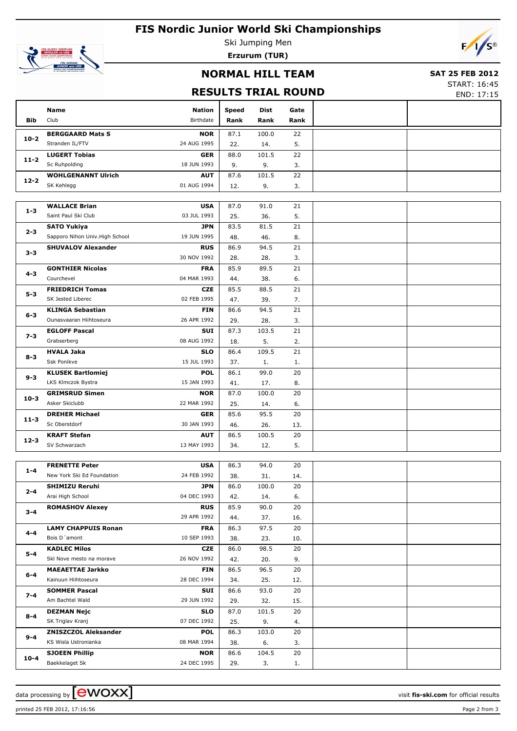# FIS Nordic Junior World Ski Championships

Ski Jumping Men

**Erzurum (TUR)**

## NORMAL HILL TEAM

**SAT 25 FEB 2012**

START: 16:45
END: 17:15

## RESULTS TRIAL ROUND

| Bib | Name / Club | Nation / Birthdate | Speed / Rank | Dist / Rank | Gate / Rank |
|---|---|---|---|---|---|
| 10-2 | **BERGGAARD Mats S** / Stranden IL/FTV | **NOR** / 24 AUG 1995 | 87.1 / 22. | 100.0 / 14. | 22 / 5. |
| 11-2 | **LUGERT Tobias** / Sc Ruhpolding | **GER** / 18 JUN 1993 | 88.0 / 9. | 101.5 / 9. | 22 / 3. |
| 12-2 | **WOHLGENANNT Ulrich** / SK Kehlegg | **AUT** / 01 AUG 1994 | 87.6 / 12. | 101.5 / 9. | 22 / 3. |
| 1-3 | **WALLACE Brian** / Saint Paul Ski Club | **USA** / 03 JUL 1993 | 87.0 / 25. | 91.0 / 36. | 21 / 5. |
| 2-3 | **SATO Yukiya** / Sapporo Nihon Univ.High School | **JPN** / 19 JUN 1995 | 83.5 / 48. | 81.5 / 46. | 21 / 8. |
| 3-3 | **SHUVALOV Alexander** | **RUS** / 30 NOV 1992 | 86.9 / 28. | 94.5 / 28. | 21 / 3. |
| 4-3 | **GONTHIER Nicolas** / Courchevel | **FRA** / 04 MAR 1993 | 85.9 / 44. | 89.5 / 38. | 21 / 6. |
| 5-3 | **FRIEDRICH Tomas** / SK Jested Liberec | **CZE** / 02 FEB 1995 | 85.5 / 47. | 88.5 / 39. | 21 / 7. |
| 6-3 | **KLINGA Sebastian** / Ounasvaaran Hiihtoseura | **FIN** / 26 APR 1992 | 86.6 / 29. | 94.5 / 28. | 21 / 3. |
| 7-3 | **EGLOFF Pascal** / Grabserberg | **SUI** / 08 AUG 1992 | 87.3 / 18. | 103.5 / 5. | 21 / 2. |
| 8-3 | **HVALA Jaka** / Ssk Ponikve | **SLO** / 15 JUL 1993 | 86.4 / 37. | 109.5 / 1. | 21 / 1. |
| 9-3 | **KLUSEK Bartlomiej** / LKS Klmczok Bystra | **POL** / 15 JAN 1993 | 86.1 / 41. | 99.0 / 17. | 20 / 8. |
| 10-3 | **GRIMSRUD Simen** / Asker Skiclubb | **NOR** / 22 MAR 1992 | 87.0 / 25. | 100.0 / 14. | 20 / 6. |
| 11-3 | **DREHER Michael** / Sc Oberstdorf | **GER** / 30 JAN 1993 | 85.6 / 46. | 95.5 / 26. | 20 / 13. |
| 12-3 | **KRAFT Stefan** / SV Schwarzach | **AUT** / 13 MAY 1993 | 86.5 / 34. | 100.5 / 12. | 20 / 5. |
| 1-4 | **FRENETTE Peter** / New York Ski Ed Foundation | **USA** / 24 FEB 1992 | 86.3 / 38. | 94.0 / 31. | 20 / 14. |
| 2-4 | **SHIMIZU Reruhi** / Arai High School | **JPN** / 04 DEC 1993 | 86.0 / 42. | 100.0 / 14. | 20 / 6. |
| 3-4 | **ROMASHOV Alexey** | **RUS** / 29 APR 1992 | 85.9 / 44. | 90.0 / 37. | 20 / 16. |
| 4-4 | **LAMY CHAPPUIS Ronan** / Bois D´amont | **FRA** / 10 SEP 1993 | 86.3 / 38. | 97.5 / 23. | 20 / 10. |
| 5-4 | **KADLEC Milos** / Skl Nove mesto na morave | **CZE** / 26 NOV 1992 | 86.0 / 42. | 98.5 / 20. | 20 / 9. |
| 6-4 | **MAEAETTAE Jarkko** / Kainuun Hiihtoseura | **FIN** / 28 DEC 1994 | 86.5 / 34. | 96.5 / 25. | 20 / 12. |
| 7-4 | **SOMMER Pascal** / Am Bachtel Wald | **SUI** / 29 JUN 1992 | 86.6 / 29. | 93.0 / 32. | 20 / 15. |
| 8-4 | **DEZMAN Nejc** / SK Triglav Kranj | **SLO** / 07 DEC 1992 | 87.0 / 25. | 101.5 / 9. | 20 / 4. |
| 9-4 | **ZNISZCZOL Aleksander** / KS Wisla Ustronianka | **POL** / 08 MAR 1994 | 86.3 / 38. | 103.0 / 6. | 20 / 3. |
| 10-4 | **SJOEEN Phillip** / Baekkelaget Sk | **NOR** / 24 DEC 1995 | 86.6 / 29. | 104.5 / 3. | 20 / 1. |

data processing by ewoxx — visit fis-ski.com for official results

printed 25 FEB 2012, 17:16:56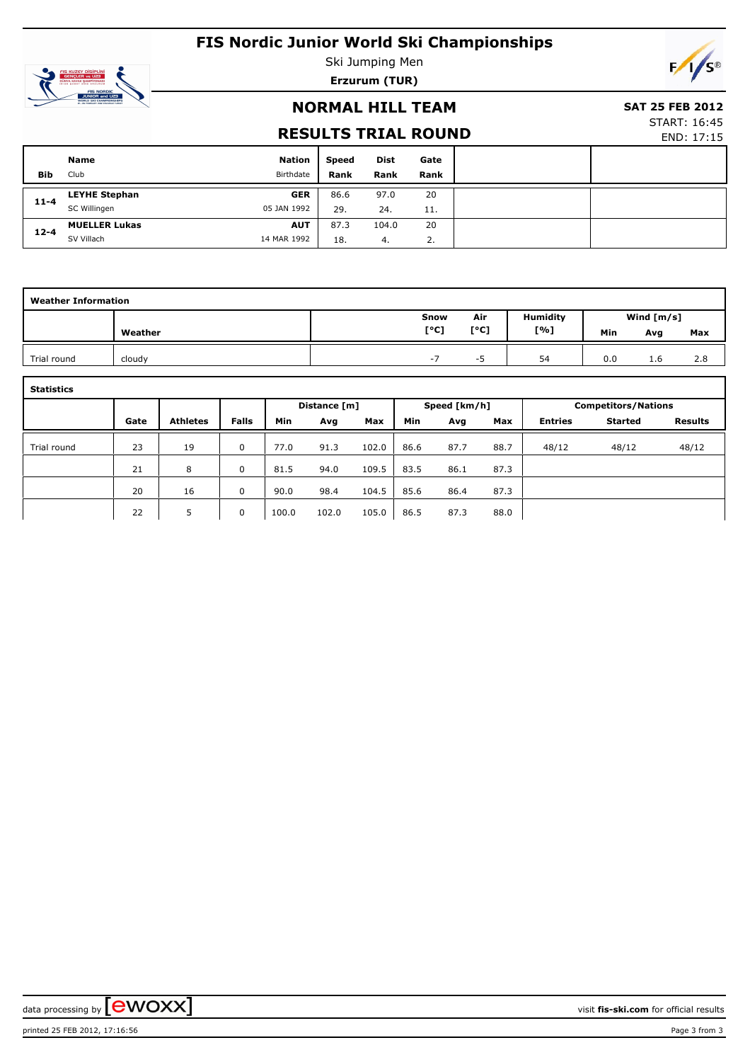# FIS Nordic Junior World Ski Championships

Ski Jumping Men

**Erzurum (TUR)**

## NORMAL HILL TEAM

**SAT 25 FEB 2012**

START: 16:45

END: 17:15

## RESULTS TRIAL ROUND

| Bib | Name / Club | Nation / Birthdate | Speed / Rank | Dist / Rank | Gate / Rank |
|---|---|---|---|---|---|
| 11-4 | **LEYHE Stephan** | **GER** | 86.6 | 97.0 | 20 |
| | SC Willingen | 05 JAN 1992 | 29. | 24. | 11. |
| 12-4 | **MUELLER Lukas** | **AUT** | 87.3 | 104.0 | 20 |
| | SV Villach | 14 MAR 1992 | 18. | 4. | 2. |

### Weather Information

| | Weather | Snow [°C] | Air [°C] | Humidity [%] | Wind [m/s] Min | Avg | Max |
|---|---|---|---|---|---|---|---|
| Trial round | cloudy | -7 | -5 | 54 | 0.0 | 1.6 | 2.8 |

### Statistics

| | Gate | Athletes | Falls | Distance [m] Min | Avg | Max | Speed [km/h] Min | Avg | Max | Competitors/Nations Entries | Started | Results |
|---|---|---|---|---|---|---|---|---|---|---|---|---|
| Trial round | 23 | 19 | 0 | 77.0 | 91.3 | 102.0 | 86.6 | 87.7 | 88.7 | 48/12 | 48/12 | 48/12 |
| | 21 | 8 | 0 | 81.5 | 94.0 | 109.5 | 83.5 | 86.1 | 87.3 | | | |
| | 20 | 16 | 0 | 90.0 | 98.4 | 104.5 | 85.6 | 86.4 | 87.3 | | | |
| | 22 | 5 | 0 | 100.0 | 102.0 | 105.0 | 86.5 | 87.3 | 88.0 | | | |

data processing by ewoxx

visit **fis-ski.com** for official results

printed 25 FEB 2012, 17:16:56